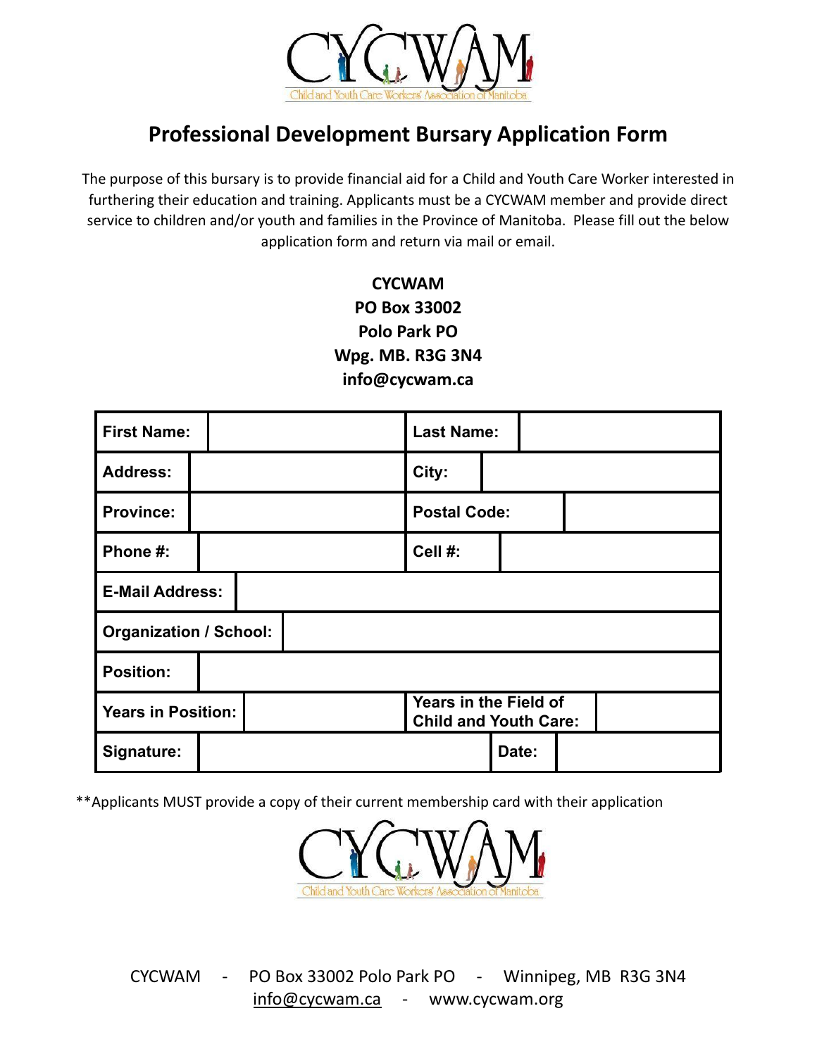CYCWAM

Child and Youth Care Workers' Association of Manitoba

# Professional Development Bursary Application Form

The purpose of this bursary is to provide financial aid for a Child and Youth Care Worker interested in furthering their education and training. Applicants must be a CYCWAM member and provide direct service to children and/or youth and families in the Province of Manitoba. Please fill out the below application form and return via mail or email.

**CYCWAM**
**PO Box 33002**
**Polo Park PO**
**Wpg. MB. R3G 3N4**
**info@cycwam.ca**

| | | | |
|---|---|---|---|
| **First Name:** | | **Last Name:** | |
| **Address:** | | **City:** | |
| **Province:** | | **Postal Code:** | |
| **Phone #:** | | **Cell #:** | |
| **E-Mail Address:** | | | |
| **Organization / School:** | | | |
| **Position:** | | | |
| **Years in Position:** | | **Years in the Field of Child and Youth Care:** | |
| **Signature:** | | **Date:** | |

**Applicants MUST provide a copy of their current membership card with their application

CYCWAM

Child and Youth Care Workers' Association of Manitoba

CYCWAM - PO Box 33002 Polo Park PO - Winnipeg, MB R3G 3N4
info@cycwam.ca - www.cycwam.org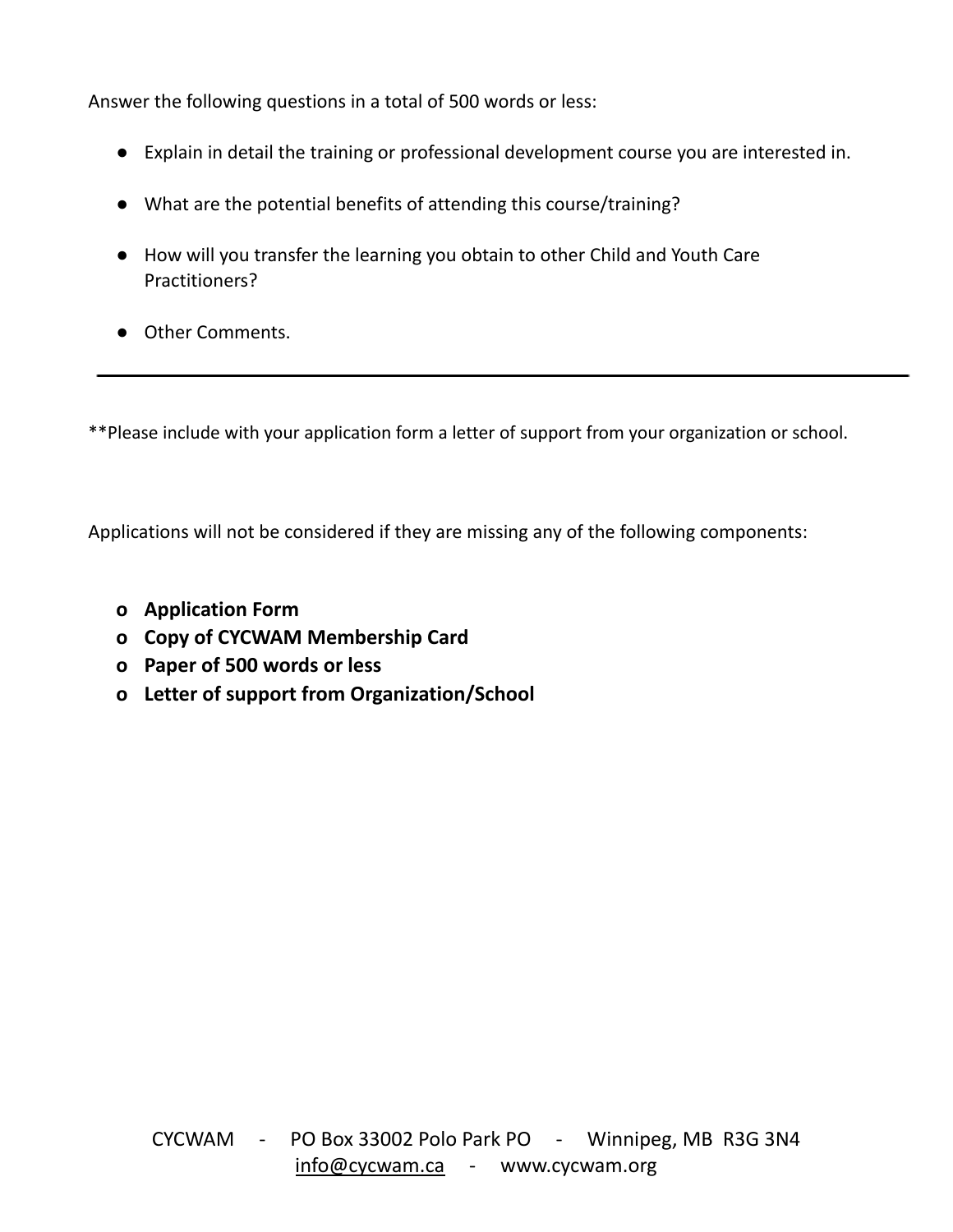Answer the following questions in a total of 500 words or less:

- Explain in detail the training or professional development course you are interested in.
- What are the potential benefits of attending this course/training?
- How will you transfer the learning you obtain to other Child and Youth Care Practitioners?
- Other Comments.

---

**Please include with your application form a letter of support from your organization or school.

Applications will not be considered if they are missing any of the following components:

- **Application Form**
- **Copy of CYCWAM Membership Card**
- **Paper of 500 words or less**
- **Letter of support from Organization/School**

CYCWAM - PO Box 33002 Polo Park PO - Winnipeg, MB R3G 3N4
info@cycwam.ca - www.cycwam.org